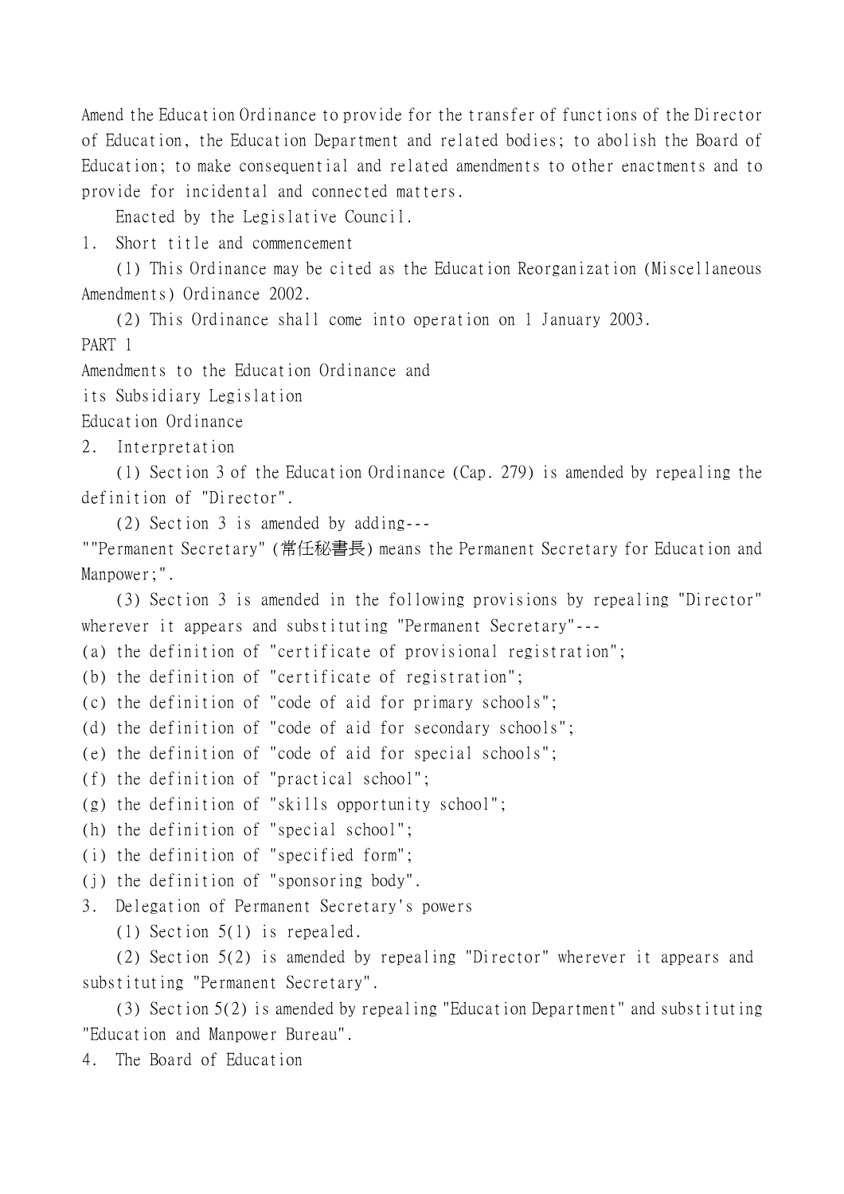Amend the Education Ordinance to provide for the transfer of functions of the Director of Education, the Education Department and related bodies; to abolish the Board of Education; to make consequential and related amendments to other enactments and to provide for incidental and connected matters.

Enacted by the Legislative Council.

1. Short title and commencement

(1) This Ordinance may be cited as the Education Reorganization (Miscellaneous Amendments) Ordinance 2002.

(2) This Ordinance shall come into operation on 1 January 2003.

PART 1

Amendments to the Education Ordinance and its Subsidiary Legislation

Education Ordinance

2. Interpretation

(1) Section 3 of the Education Ordinance (Cap. 279) is amended by repealing the definition of "Director".

(2) Section 3 is amended by adding---

""Permanent Secretary" (常任秘書長) means the Permanent Secretary for Education and Manpower;".

(3) Section 3 is amended in the following provisions by repealing "Director" wherever it appears and substituting "Permanent Secretary"---

(a) the definition of "certificate of provisional registration";
(b) the definition of "certificate of registration";
(c) the definition of "code of aid for primary schools";
(d) the definition of "code of aid for secondary schools";
(e) the definition of "code of aid for special schools";
(f) the definition of "practical school";
(g) the definition of "skills opportunity school";
(h) the definition of "special school";
(i) the definition of "specified form";
(j) the definition of "sponsoring body".

3. Delegation of Permanent Secretary's powers

(1) Section 5(1) is repealed.

(2) Section 5(2) is amended by repealing "Director" wherever it appears and substituting "Permanent Secretary".

(3) Section 5(2) is amended by repealing "Education Department" and substituting "Education and Manpower Bureau".

4. The Board of Education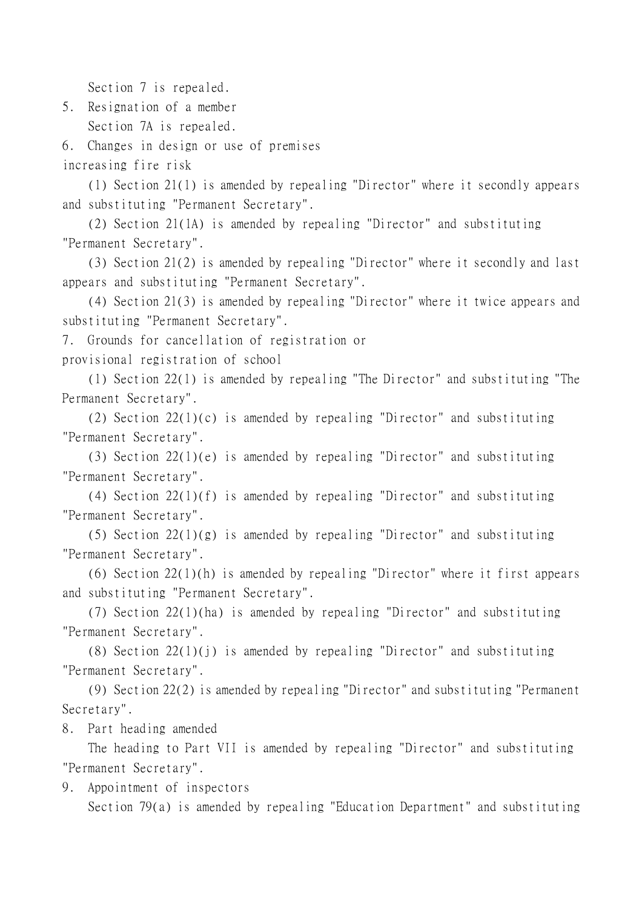Section 7 is repealed.

5. Resignation of a member

Section 7A is repealed.

6. Changes in design or use of premises increasing fire risk

(1) Section 21(1) is amended by repealing "Director" where it secondly appears and substituting "Permanent Secretary".

(2) Section 21(1A) is amended by repealing "Director" and substituting "Permanent Secretary".

(3) Section 21(2) is amended by repealing "Director" where it secondly and last appears and substituting "Permanent Secretary".

(4) Section 21(3) is amended by repealing "Director" where it twice appears and substituting "Permanent Secretary".

7. Grounds for cancellation of registration or provisional registration of school

(1) Section 22(1) is amended by repealing "The Director" and substituting "The Permanent Secretary".

(2) Section 22(1)(c) is amended by repealing "Director" and substituting "Permanent Secretary".

(3) Section 22(1)(e) is amended by repealing "Director" and substituting "Permanent Secretary".

(4) Section 22(1)(f) is amended by repealing "Director" and substituting "Permanent Secretary".

(5) Section 22(1)(g) is amended by repealing "Director" and substituting "Permanent Secretary".

(6) Section 22(1)(h) is amended by repealing "Director" where it first appears and substituting "Permanent Secretary".

(7) Section 22(1)(ha) is amended by repealing "Director" and substituting "Permanent Secretary".

(8) Section 22(1)(j) is amended by repealing "Director" and substituting "Permanent Secretary".

(9) Section 22(2) is amended by repealing "Director" and substituting "Permanent Secretary".

8. Part heading amended

The heading to Part VII is amended by repealing "Director" and substituting "Permanent Secretary".

9. Appointment of inspectors

Section 79(a) is amended by repealing "Education Department" and substituting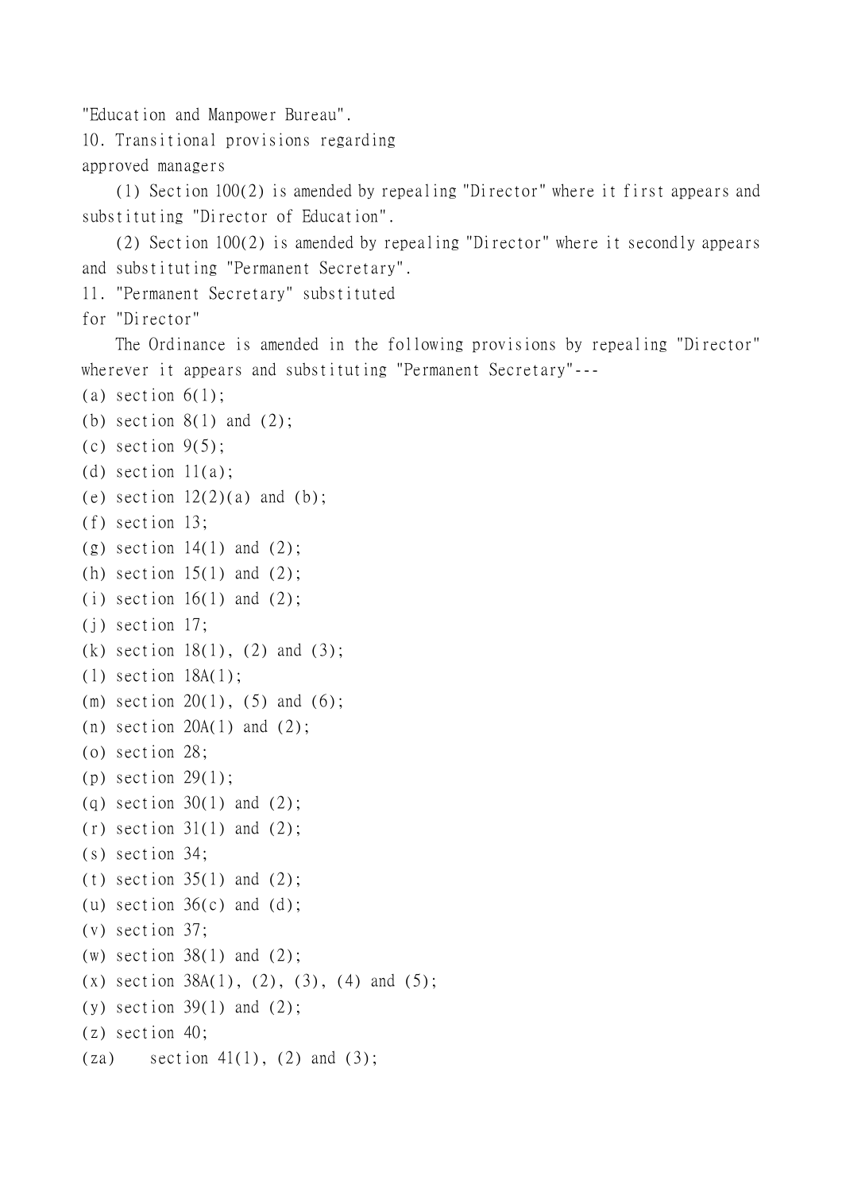"Education and Manpower Bureau".

10. Transitional provisions regarding approved managers

(1) Section 100(2) is amended by repealing "Director" where it first appears and substituting "Director of Education".

(2) Section 100(2) is amended by repealing "Director" where it secondly appears and substituting "Permanent Secretary".

11. "Permanent Secretary" substituted for "Director"

The Ordinance is amended in the following provisions by repealing "Director" wherever it appears and substituting "Permanent Secretary"---

(a) section 6(1);
(b) section 8(1) and (2);
(c) section 9(5);
(d) section 11(a);
(e) section 12(2)(a) and (b);
(f) section 13;
(g) section 14(1) and (2);
(h) section 15(1) and (2);
(i) section 16(1) and (2);
(j) section 17;
(k) section 18(1), (2) and (3);
(l) section 18A(1);
(m) section 20(1), (5) and (6);
(n) section 20A(1) and (2);
(o) section 28;
(p) section 29(1);
(q) section 30(1) and (2);
(r) section 31(1) and (2);
(s) section 34;
(t) section 35(1) and (2);
(u) section 36(c) and (d);
(v) section 37;
(w) section 38(1) and (2);
(x) section 38A(1), (2), (3), (4) and (5);
(y) section 39(1) and (2);
(z) section 40;
(za) section 41(1), (2) and (3);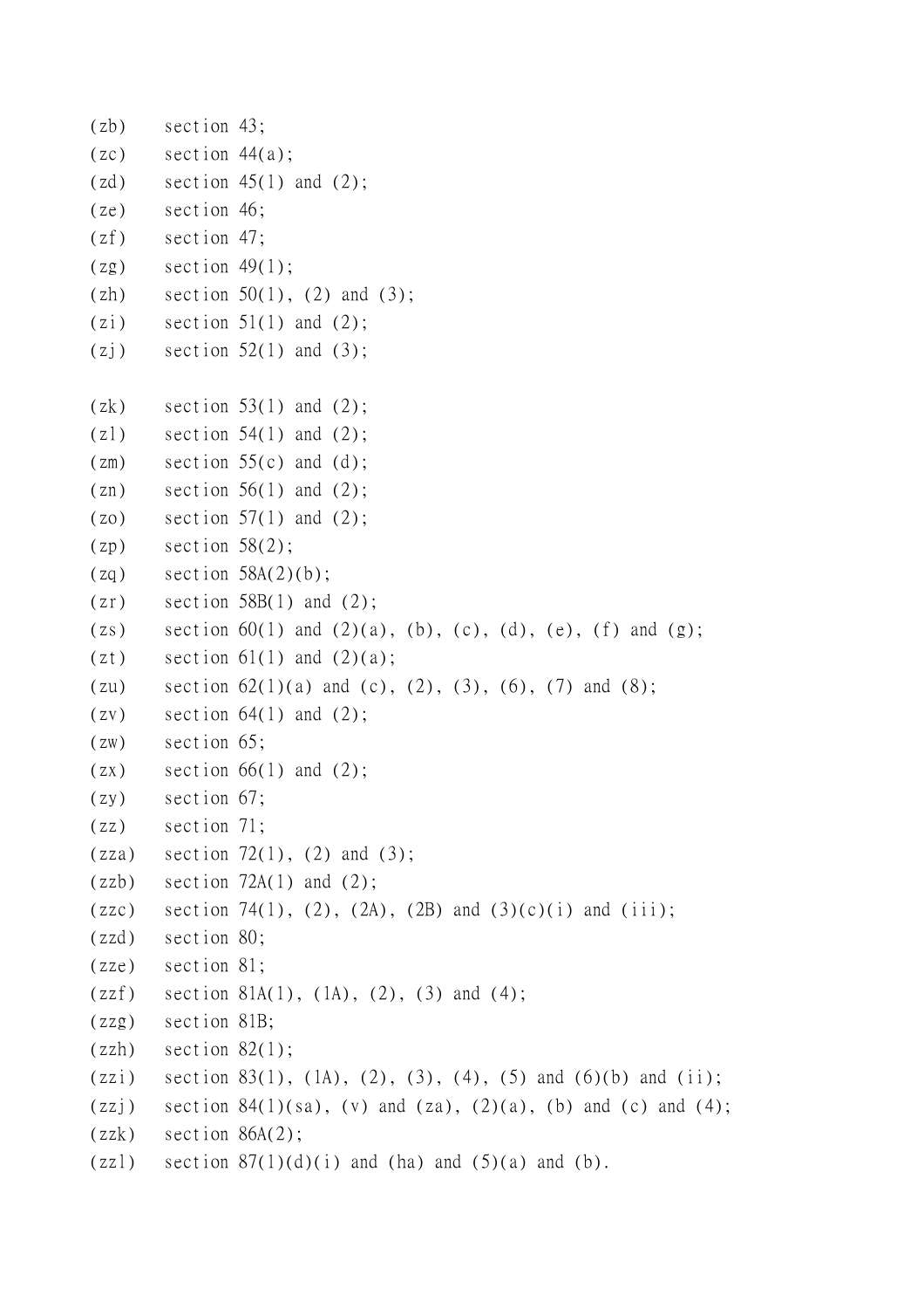(zb) section 43;

(zc) section 44(a);

(zd) section 45(1) and (2);

(ze) section 46;

(zf) section 47;

(zg) section 49(1);

(zh) section 50(1), (2) and (3);

(zi) section 51(1) and (2);

(zj) section 52(1) and (3);

(zk) section 53(1) and (2);

(zl) section 54(1) and (2);

(zm) section 55(c) and (d);

(zn) section 56(1) and (2);

(zo) section 57(1) and (2);

(zp) section 58(2);

(zq) section 58A(2)(b);

(zr) section 58B(1) and (2);

(zs) section 60(1) and (2)(a), (b), (c), (d), (e), (f) and (g);

(zt) section 61(1) and (2)(a);

(zu) section 62(1)(a) and (c), (2), (3), (6), (7) and (8);

(zv) section 64(1) and (2);

(zw) section 65;

(zx) section 66(1) and (2);

(zy) section 67;

(zz) section 71;

(zza) section 72(1), (2) and (3);

(zzb) section 72A(1) and (2);

(zzc) section 74(1), (2), (2A), (2B) and (3)(c)(i) and (iii);

(zzd) section 80;

(zze) section 81;

(zzf) section 81A(1), (1A), (2), (3) and (4);

(zzg) section 81B;

(zzh) section 82(1);

(zzi) section 83(1), (1A), (2), (3), (4), (5) and (6)(b) and (ii);

(zzj) section 84(1)(sa), (v) and (za), (2)(a), (b) and (c) and (4);

(zzk) section 86A(2);

(zzl) section 87(1)(d)(i) and (ha) and (5)(a) and (b).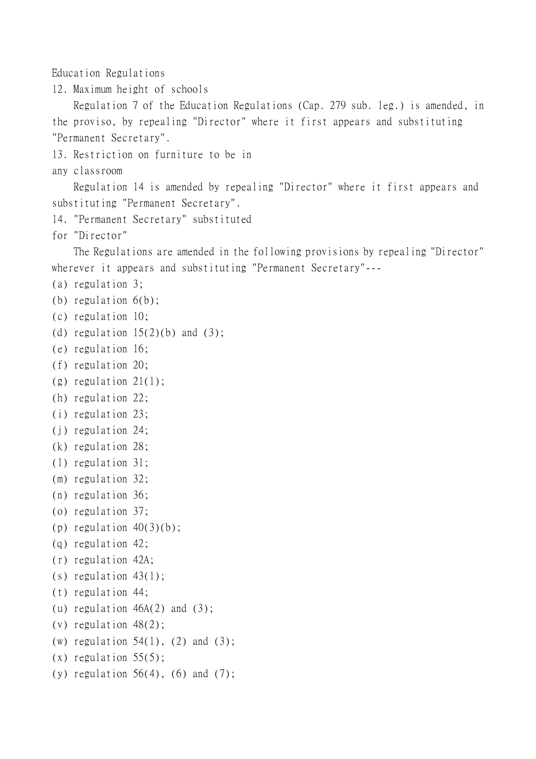Education Regulations

12. Maximum height of schools

Regulation 7 of the Education Regulations (Cap. 279 sub. leg.) is amended, in the proviso, by repealing "Director" where it first appears and substituting "Permanent Secretary".

13. Restriction on furniture to be in any classroom

Regulation 14 is amended by repealing "Director" where it first appears and substituting "Permanent Secretary".

14. "Permanent Secretary" substituted for "Director"

The Regulations are amended in the following provisions by repealing "Director" wherever it appears and substituting "Permanent Secretary"---

(a) regulation 3;
(b) regulation 6(b);
(c) regulation 10;
(d) regulation 15(2)(b) and (3);
(e) regulation 16;
(f) regulation 20;
(g) regulation 21(1);
(h) regulation 22;
(i) regulation 23;
(j) regulation 24;
(k) regulation 28;
(l) regulation 31;
(m) regulation 32;
(n) regulation 36;
(o) regulation 37;
(p) regulation 40(3)(b);
(q) regulation 42;
(r) regulation 42A;
(s) regulation 43(1);
(t) regulation 44;
(u) regulation 46A(2) and (3);
(v) regulation 48(2);
(w) regulation 54(1), (2) and (3);
(x) regulation 55(5);
(y) regulation 56(4), (6) and (7);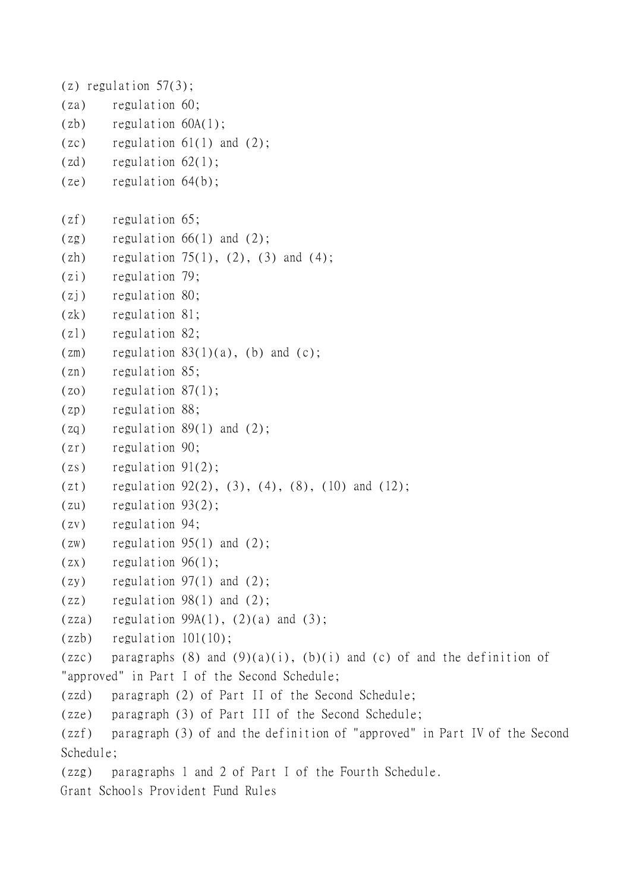(z) regulation 57(3);
(za) regulation 60;
(zb) regulation 60A(1);
(zc) regulation 61(1) and (2);
(zd) regulation 62(1);
(ze) regulation 64(b);

(zf) regulation 65;
(zg) regulation 66(1) and (2);
(zh) regulation 75(1), (2), (3) and (4);
(zi) regulation 79;
(zj) regulation 80;
(zk) regulation 81;
(zl) regulation 82;
(zm) regulation 83(1)(a), (b) and (c);
(zn) regulation 85;
(zo) regulation 87(1);
(zp) regulation 88;
(zq) regulation 89(1) and (2);
(zr) regulation 90;
(zs) regulation 91(2);
(zt) regulation 92(2), (3), (4), (8), (10) and (12);
(zu) regulation 93(2);
(zv) regulation 94;
(zw) regulation 95(1) and (2);
(zx) regulation 96(1);
(zy) regulation 97(1) and (2);
(zz) regulation 98(1) and (2);
(zza) regulation 99A(1), (2)(a) and (3);
(zzb) regulation 101(10);
(zzc) paragraphs (8) and (9)(a)(i), (b)(i) and (c) of and the definition of "approved" in Part I of the Second Schedule;
(zzd) paragraph (2) of Part II of the Second Schedule;
(zze) paragraph (3) of Part III of the Second Schedule;
(zzf) paragraph (3) of and the definition of "approved" in Part IV of the Second Schedule;
(zzg) paragraphs 1 and 2 of Part I of the Fourth Schedule.
Grant Schools Provident Fund Rules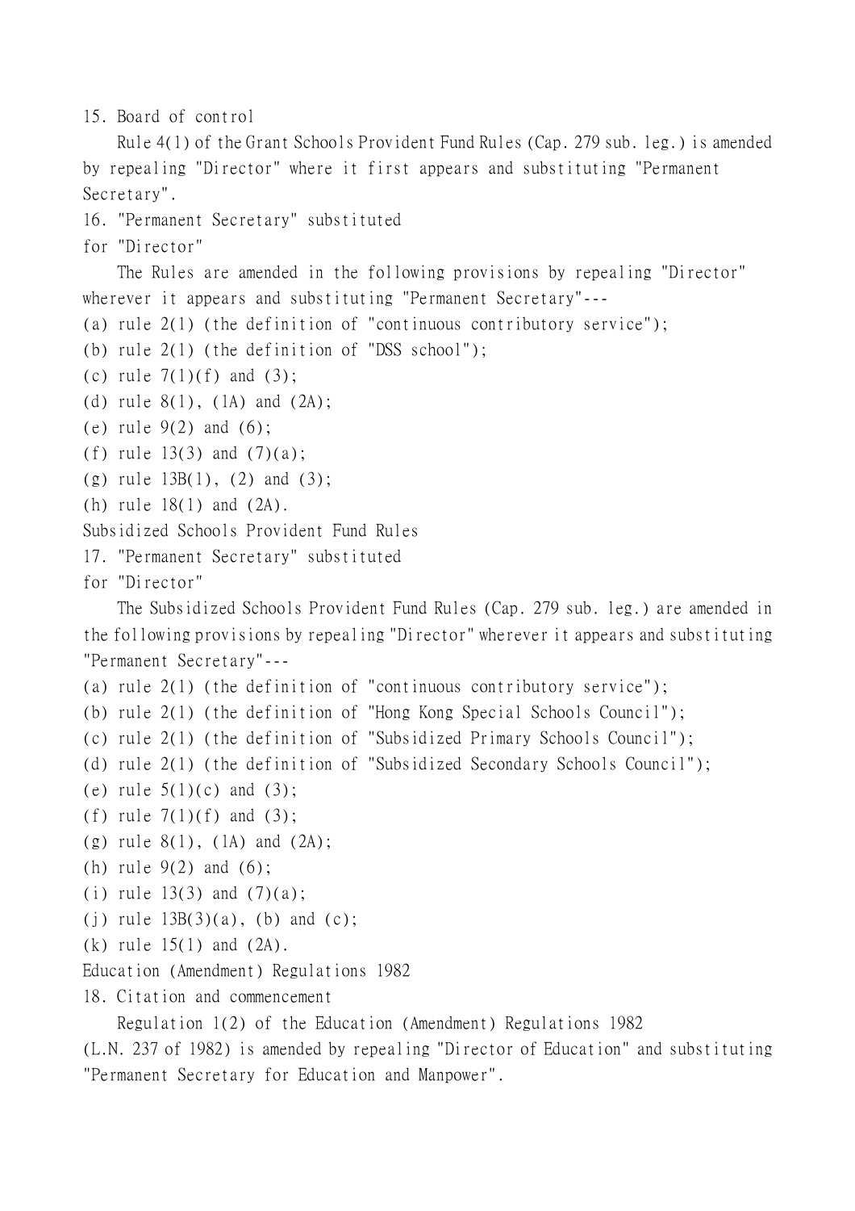15. Board of control

Rule 4(1) of the Grant Schools Provident Fund Rules (Cap. 279 sub. leg.) is amended by repealing "Director" where it first appears and substituting "Permanent Secretary".

16. "Permanent Secretary" substituted for "Director"

The Rules are amended in the following provisions by repealing "Director" wherever it appears and substituting "Permanent Secretary"---

(a) rule 2(1) (the definition of "continuous contributory service");
(b) rule 2(1) (the definition of "DSS school");
(c) rule 7(1)(f) and (3);
(d) rule 8(1), (1A) and (2A);
(e) rule 9(2) and (6);
(f) rule 13(3) and (7)(a);
(g) rule 13B(1), (2) and (3);
(h) rule 18(1) and (2A).

Subsidized Schools Provident Fund Rules

17. "Permanent Secretary" substituted for "Director"

The Subsidized Schools Provident Fund Rules (Cap. 279 sub. leg.) are amended in the following provisions by repealing "Director" wherever it appears and substituting "Permanent Secretary"---

(a) rule 2(1) (the definition of "continuous contributory service");
(b) rule 2(1) (the definition of "Hong Kong Special Schools Council");
(c) rule 2(1) (the definition of "Subsidized Primary Schools Council");
(d) rule 2(1) (the definition of "Subsidized Secondary Schools Council");
(e) rule 5(1)(c) and (3);
(f) rule 7(1)(f) and (3);
(g) rule 8(1), (1A) and (2A);
(h) rule 9(2) and (6);
(i) rule 13(3) and (7)(a);
(j) rule 13B(3)(a), (b) and (c);
(k) rule 15(1) and (2A).

Education (Amendment) Regulations 1982

18. Citation and commencement

Regulation 1(2) of the Education (Amendment) Regulations 1982 (L.N. 237 of 1982) is amended by repealing "Director of Education" and substituting "Permanent Secretary for Education and Manpower".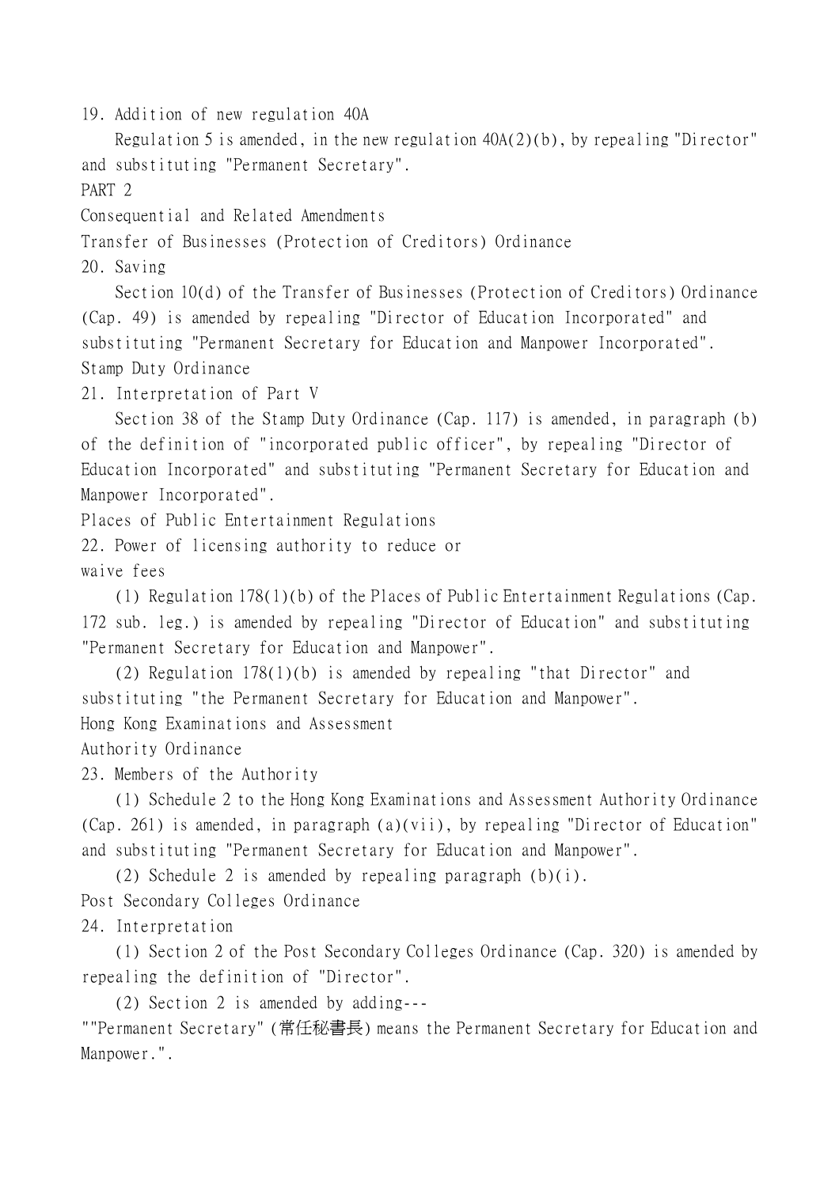19. Addition of new regulation 40A

Regulation 5 is amended, in the new regulation 40A(2)(b), by repealing "Director" and substituting "Permanent Secretary".

PART 2

Consequential and Related Amendments

Transfer of Businesses (Protection of Creditors) Ordinance

20. Saving

Section 10(d) of the Transfer of Businesses (Protection of Creditors) Ordinance (Cap. 49) is amended by repealing "Director of Education Incorporated" and substituting "Permanent Secretary for Education and Manpower Incorporated".

Stamp Duty Ordinance

21. Interpretation of Part V

Section 38 of the Stamp Duty Ordinance (Cap. 117) is amended, in paragraph (b) of the definition of "incorporated public officer", by repealing "Director of Education Incorporated" and substituting "Permanent Secretary for Education and Manpower Incorporated".

Places of Public Entertainment Regulations

22. Power of licensing authority to reduce or waive fees

(1) Regulation 178(1)(b) of the Places of Public Entertainment Regulations (Cap. 172 sub. leg.) is amended by repealing "Director of Education" and substituting "Permanent Secretary for Education and Manpower".

(2) Regulation 178(1)(b) is amended by repealing "that Director" and substituting "the Permanent Secretary for Education and Manpower".

Hong Kong Examinations and Assessment Authority Ordinance

23. Members of the Authority

(1) Schedule 2 to the Hong Kong Examinations and Assessment Authority Ordinance (Cap. 261) is amended, in paragraph (a)(vii), by repealing "Director of Education" and substituting "Permanent Secretary for Education and Manpower".

(2) Schedule 2 is amended by repealing paragraph (b)(i).

Post Secondary Colleges Ordinance

24. Interpretation

(1) Section 2 of the Post Secondary Colleges Ordinance (Cap. 320) is amended by repealing the definition of "Director".

(2) Section 2 is amended by adding---

""Permanent Secretary" (常任秘書長) means the Permanent Secretary for Education and Manpower.".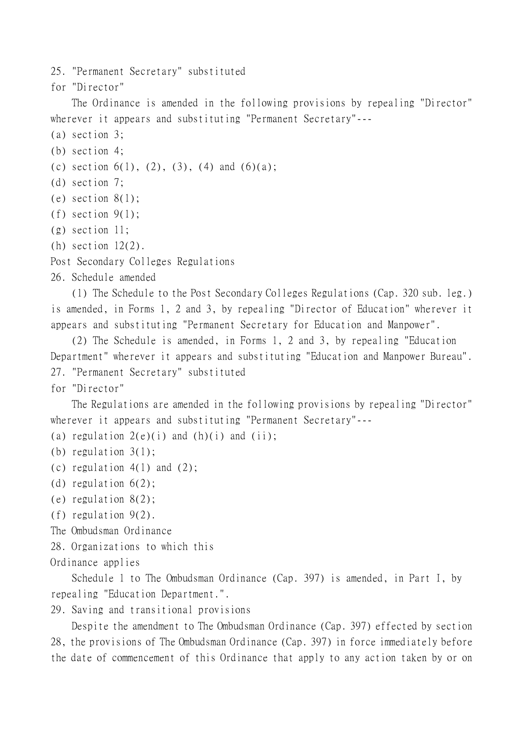25. "Permanent Secretary" substituted for "Director"

The Ordinance is amended in the following provisions by repealing "Director" wherever it appears and substituting "Permanent Secretary"---

(a) section 3;
(b) section 4;
(c) section 6(1), (2), (3), (4) and (6)(a);
(d) section 7;
(e) section 8(1);
(f) section 9(1);
(g) section 11;
(h) section 12(2).

Post Secondary Colleges Regulations

26. Schedule amended

(1) The Schedule to the Post Secondary Colleges Regulations (Cap. 320 sub. leg.) is amended, in Forms 1, 2 and 3, by repealing "Director of Education" wherever it appears and substituting "Permanent Secretary for Education and Manpower".

(2) The Schedule is amended, in Forms 1, 2 and 3, by repealing "Education Department" wherever it appears and substituting "Education and Manpower Bureau".

27. "Permanent Secretary" substituted for "Director"

The Regulations are amended in the following provisions by repealing "Director" wherever it appears and substituting "Permanent Secretary"---

(a) regulation 2(e)(i) and (h)(i) and (ii);
(b) regulation 3(1);
(c) regulation 4(1) and (2);
(d) regulation 6(2);
(e) regulation 8(2);
(f) regulation 9(2).

The Ombudsman Ordinance

28. Organizations to which this Ordinance applies

Schedule 1 to The Ombudsman Ordinance (Cap. 397) is amended, in Part I, by repealing "Education Department.".

29. Saving and transitional provisions

Despite the amendment to The Ombudsman Ordinance (Cap. 397) effected by section 28, the provisions of The Ombudsman Ordinance (Cap. 397) in force immediately before the date of commencement of this Ordinance that apply to any action taken by or on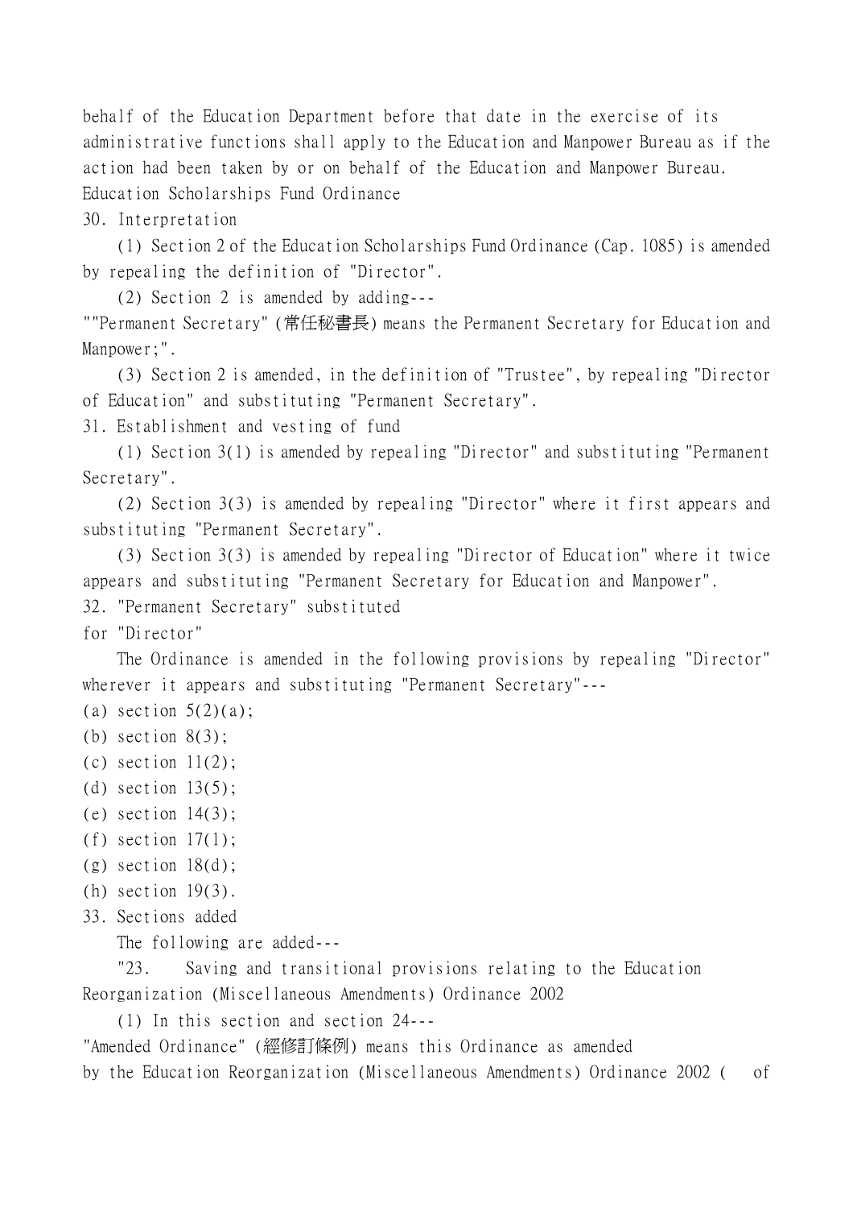behalf of the Education Department before that date in the exercise of its administrative functions shall apply to the Education and Manpower Bureau as if the action had been taken by or on behalf of the Education and Manpower Bureau.

Education Scholarships Fund Ordinance

30. Interpretation

(1) Section 2 of the Education Scholarships Fund Ordinance (Cap. 1085) is amended by repealing the definition of "Director".

(2) Section 2 is amended by adding---

""Permanent Secretary" (常任秘書長) means the Permanent Secretary for Education and Manpower;".

(3) Section 2 is amended, in the definition of "Trustee", by repealing "Director of Education" and substituting "Permanent Secretary".

31. Establishment and vesting of fund

(1) Section 3(1) is amended by repealing "Director" and substituting "Permanent Secretary".

(2) Section 3(3) is amended by repealing "Director" where it first appears and substituting "Permanent Secretary".

(3) Section 3(3) is amended by repealing "Director of Education" where it twice appears and substituting "Permanent Secretary for Education and Manpower".

32. "Permanent Secretary" substituted for "Director"

The Ordinance is amended in the following provisions by repealing "Director" wherever it appears and substituting "Permanent Secretary"---

(a) section 5(2)(a);
(b) section 8(3);
(c) section 11(2);
(d) section 13(5);
(e) section 14(3);
(f) section 17(1);
(g) section 18(d);
(h) section 19(3).

33. Sections added

The following are added---

"23. Saving and transitional provisions relating to the Education Reorganization (Miscellaneous Amendments) Ordinance 2002

(1) In this section and section 24---

"Amended Ordinance" (經修訂條例) means this Ordinance as amended by the Education Reorganization (Miscellaneous Amendments) Ordinance 2002 (  of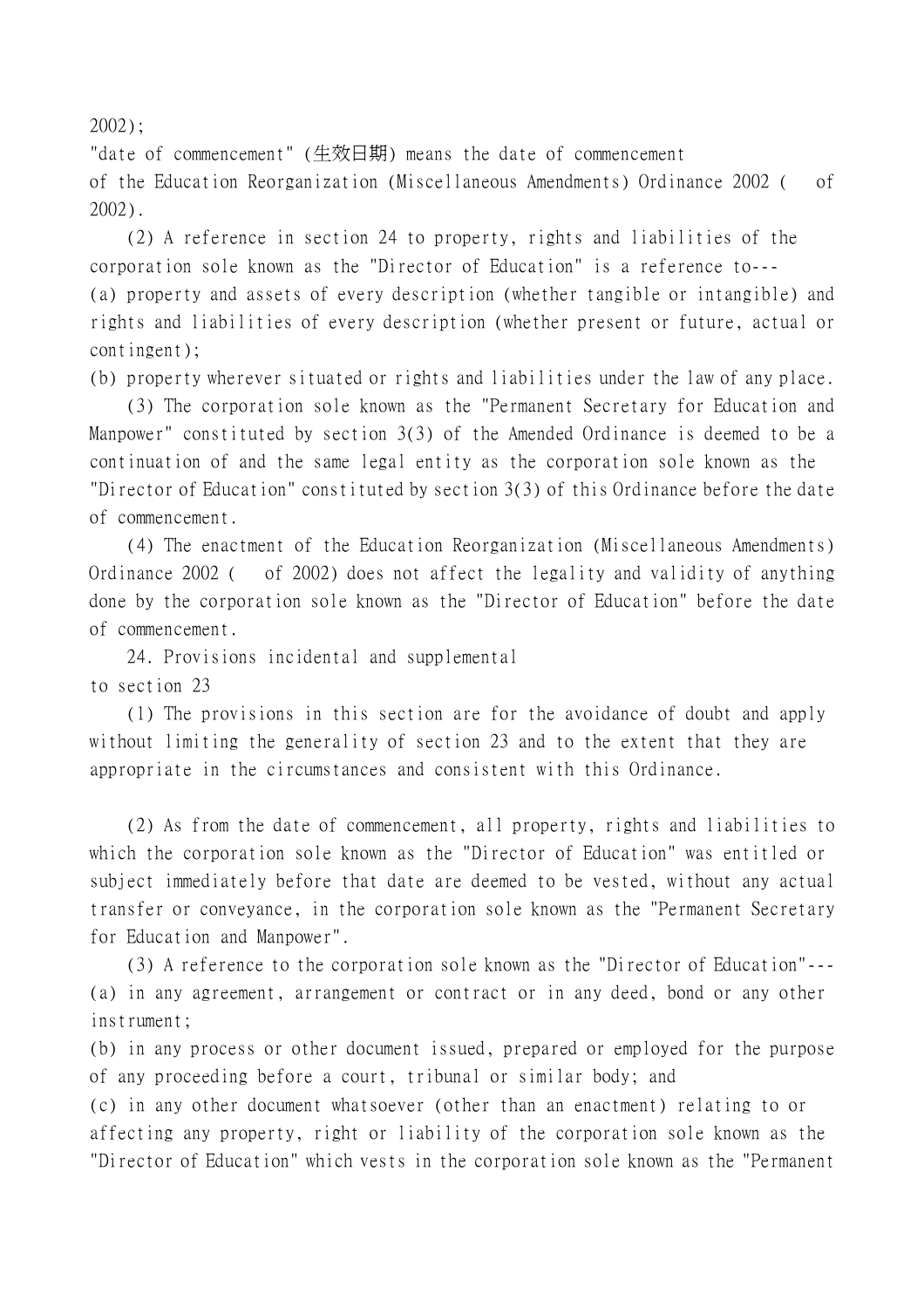2002);

"date of commencement" (生效日期) means the date of commencement of the Education Reorganization (Miscellaneous Amendments) Ordinance 2002 (   of 2002).

(2) A reference in section 24 to property, rights and liabilities of the corporation sole known as the "Director of Education" is a reference to---

(a) property and assets of every description (whether tangible or intangible) and rights and liabilities of every description (whether present or future, actual or contingent);

(b) property wherever situated or rights and liabilities under the law of any place.

(3) The corporation sole known as the "Permanent Secretary for Education and Manpower" constituted by section 3(3) of the Amended Ordinance is deemed to be a continuation of and the same legal entity as the corporation sole known as the "Director of Education" constituted by section 3(3) of this Ordinance before the date of commencement.

(4) The enactment of the Education Reorganization (Miscellaneous Amendments) Ordinance 2002 (   of 2002) does not affect the legality and validity of anything done by the corporation sole known as the "Director of Education" before the date of commencement.

24. Provisions incidental and supplemental to section 23

(1) The provisions in this section are for the avoidance of doubt and apply without limiting the generality of section 23 and to the extent that they are appropriate in the circumstances and consistent with this Ordinance.

(2) As from the date of commencement, all property, rights and liabilities to which the corporation sole known as the "Director of Education" was entitled or subject immediately before that date are deemed to be vested, without any actual transfer or conveyance, in the corporation sole known as the "Permanent Secretary for Education and Manpower".

(3) A reference to the corporation sole known as the "Director of Education"---

(a) in any agreement, arrangement or contract or in any deed, bond or any other instrument;

(b) in any process or other document issued, prepared or employed for the purpose of any proceeding before a court, tribunal or similar body; and

(c) in any other document whatsoever (other than an enactment) relating to or affecting any property, right or liability of the corporation sole known as the "Director of Education" which vests in the corporation sole known as the "Permanent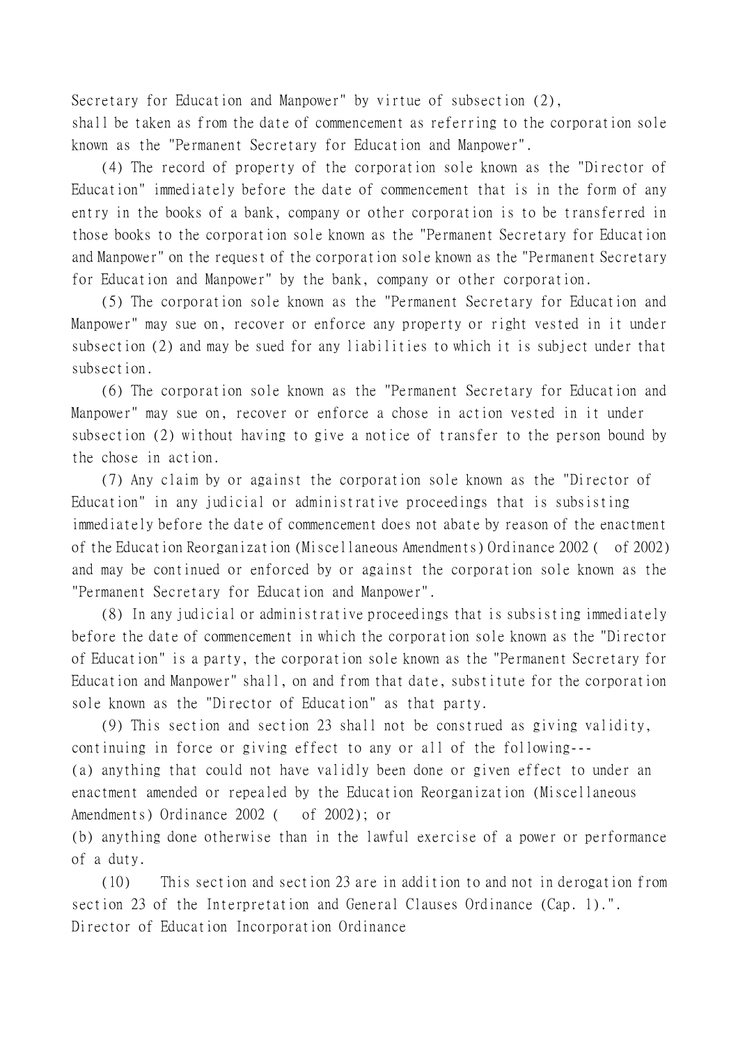Secretary for Education and Manpower" by virtue of subsection (2), shall be taken as from the date of commencement as referring to the corporation sole known as the "Permanent Secretary for Education and Manpower".

(4) The record of property of the corporation sole known as the "Director of Education" immediately before the date of commencement that is in the form of any entry in the books of a bank, company or other corporation is to be transferred in those books to the corporation sole known as the "Permanent Secretary for Education and Manpower" on the request of the corporation sole known as the "Permanent Secretary for Education and Manpower" by the bank, company or other corporation.

(5) The corporation sole known as the "Permanent Secretary for Education and Manpower" may sue on, recover or enforce any property or right vested in it under subsection (2) and may be sued for any liabilities to which it is subject under that subsection.

(6) The corporation sole known as the "Permanent Secretary for Education and Manpower" may sue on, recover or enforce a chose in action vested in it under subsection (2) without having to give a notice of transfer to the person bound by the chose in action.

(7) Any claim by or against the corporation sole known as the "Director of Education" in any judicial or administrative proceedings that is subsisting immediately before the date of commencement does not abate by reason of the enactment of the Education Reorganization (Miscellaneous Amendments) Ordinance 2002 ( of 2002) and may be continued or enforced by or against the corporation sole known as the "Permanent Secretary for Education and Manpower".

(8) In any judicial or administrative proceedings that is subsisting immediately before the date of commencement in which the corporation sole known as the "Director of Education" is a party, the corporation sole known as the "Permanent Secretary for Education and Manpower" shall, on and from that date, substitute for the corporation sole known as the "Director of Education" as that party.

(9) This section and section 23 shall not be construed as giving validity, continuing in force or giving effect to any or all of the following---

(a) anything that could not have validly been done or given effect to under an enactment amended or repealed by the Education Reorganization (Miscellaneous Amendments) Ordinance 2002 ( of 2002); or

(b) anything done otherwise than in the lawful exercise of a power or performance of a duty.

(10) This section and section 23 are in addition to and not in derogation from section 23 of the Interpretation and General Clauses Ordinance (Cap. 1).".

Director of Education Incorporation Ordinance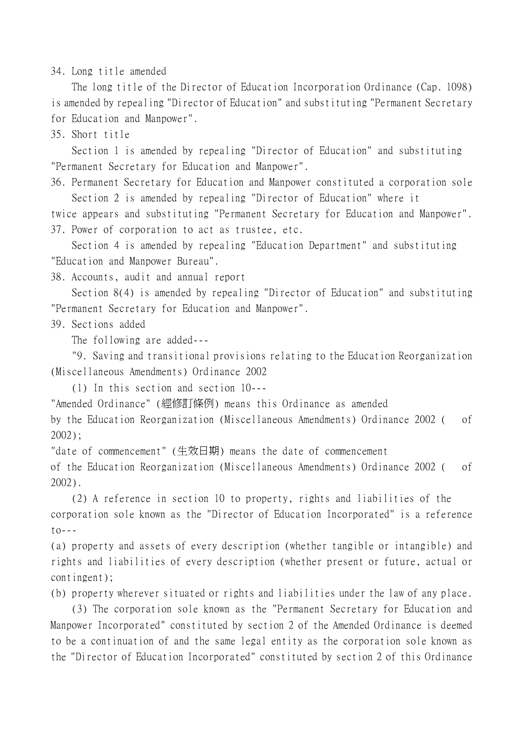34. Long title amended

The long title of the Director of Education Incorporation Ordinance (Cap. 1098) is amended by repealing "Director of Education" and substituting "Permanent Secretary for Education and Manpower".

35. Short title

Section 1 is amended by repealing "Director of Education" and substituting "Permanent Secretary for Education and Manpower".

36. Permanent Secretary for Education and Manpower constituted a corporation sole

Section 2 is amended by repealing "Director of Education" where it twice appears and substituting "Permanent Secretary for Education and Manpower".

37. Power of corporation to act as trustee, etc.

Section 4 is amended by repealing "Education Department" and substituting "Education and Manpower Bureau".

38. Accounts, audit and annual report

Section 8(4) is amended by repealing "Director of Education" and substituting "Permanent Secretary for Education and Manpower".

39. Sections added

The following are added---

"9. Saving and transitional provisions relating to the Education Reorganization (Miscellaneous Amendments) Ordinance 2002

(1) In this section and section 10---

"Amended Ordinance" (經修訂條例) means this Ordinance as amended by the Education Reorganization (Miscellaneous Amendments) Ordinance 2002 (   of 2002);

"date of commencement" (生效日期) means the date of commencement of the Education Reorganization (Miscellaneous Amendments) Ordinance 2002 (   of 2002).

(2) A reference in section 10 to property, rights and liabilities of the corporation sole known as the "Director of Education Incorporated" is a reference to---

(a) property and assets of every description (whether tangible or intangible) and rights and liabilities of every description (whether present or future, actual or contingent);

(b) property wherever situated or rights and liabilities under the law of any place.

(3) The corporation sole known as the "Permanent Secretary for Education and Manpower Incorporated" constituted by section 2 of the Amended Ordinance is deemed to be a continuation of and the same legal entity as the corporation sole known as the "Director of Education Incorporated" constituted by section 2 of this Ordinance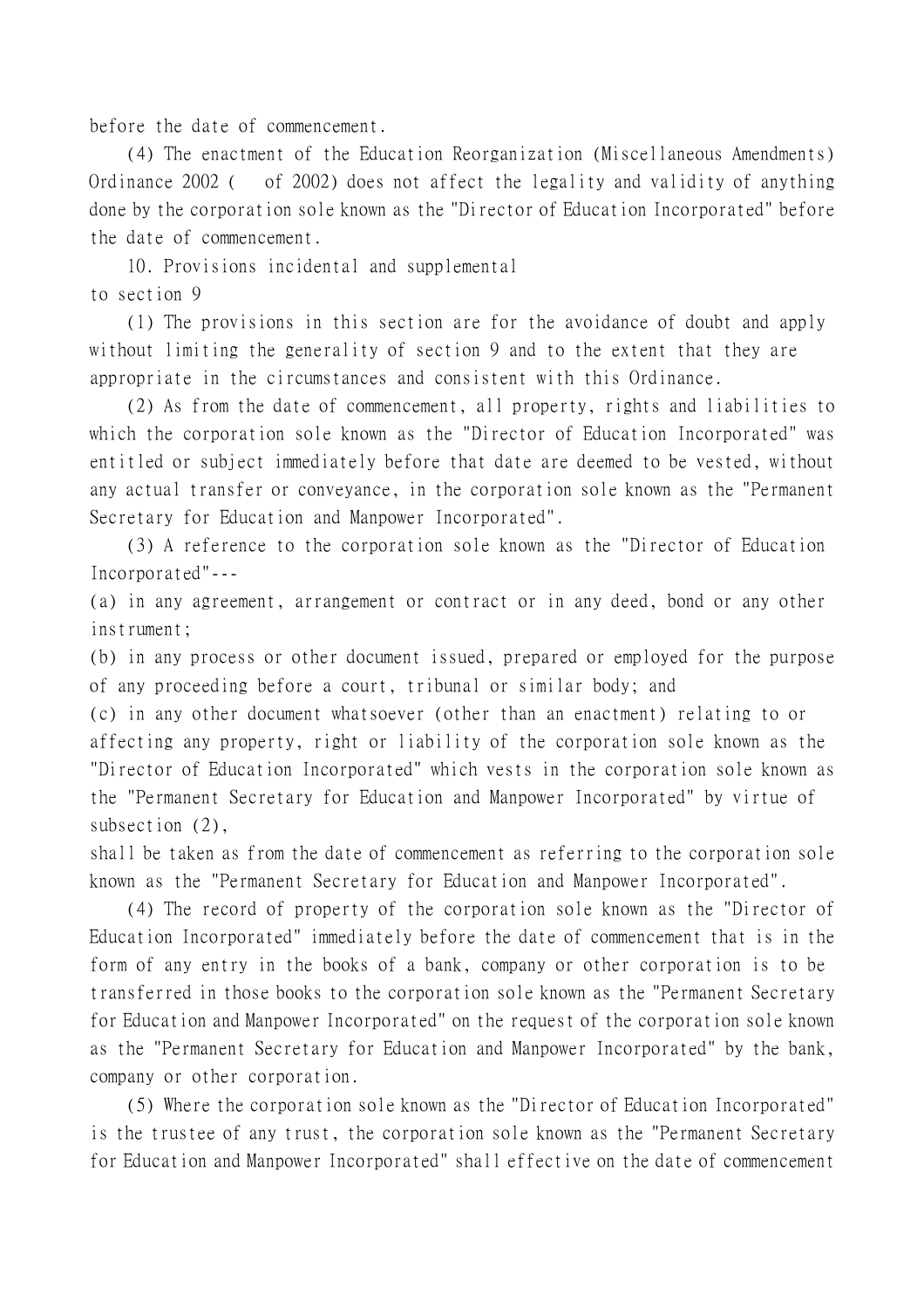before the date of commencement.

(4) The enactment of the Education Reorganization (Miscellaneous Amendments) Ordinance 2002 (    of 2002) does not affect the legality and validity of anything done by the corporation sole known as the "Director of Education Incorporated" before the date of commencement.

10. Provisions incidental and supplemental to section 9

(1) The provisions in this section are for the avoidance of doubt and apply without limiting the generality of section 9 and to the extent that they are appropriate in the circumstances and consistent with this Ordinance.

(2) As from the date of commencement, all property, rights and liabilities to which the corporation sole known as the "Director of Education Incorporated" was entitled or subject immediately before that date are deemed to be vested, without any actual transfer or conveyance, in the corporation sole known as the "Permanent Secretary for Education and Manpower Incorporated".

(3) A reference to the corporation sole known as the "Director of Education Incorporated"---

(a) in any agreement, arrangement or contract or in any deed, bond or any other instrument;

(b) in any process or other document issued, prepared or employed for the purpose of any proceeding before a court, tribunal or similar body; and

(c) in any other document whatsoever (other than an enactment) relating to or affecting any property, right or liability of the corporation sole known as the "Director of Education Incorporated" which vests in the corporation sole known as the "Permanent Secretary for Education and Manpower Incorporated" by virtue of subsection (2),

shall be taken as from the date of commencement as referring to the corporation sole known as the "Permanent Secretary for Education and Manpower Incorporated".

(4) The record of property of the corporation sole known as the "Director of Education Incorporated" immediately before the date of commencement that is in the form of any entry in the books of a bank, company or other corporation is to be transferred in those books to the corporation sole known as the "Permanent Secretary for Education and Manpower Incorporated" on the request of the corporation sole known as the "Permanent Secretary for Education and Manpower Incorporated" by the bank, company or other corporation.

(5) Where the corporation sole known as the "Director of Education Incorporated" is the trustee of any trust, the corporation sole known as the "Permanent Secretary for Education and Manpower Incorporated" shall effective on the date of commencement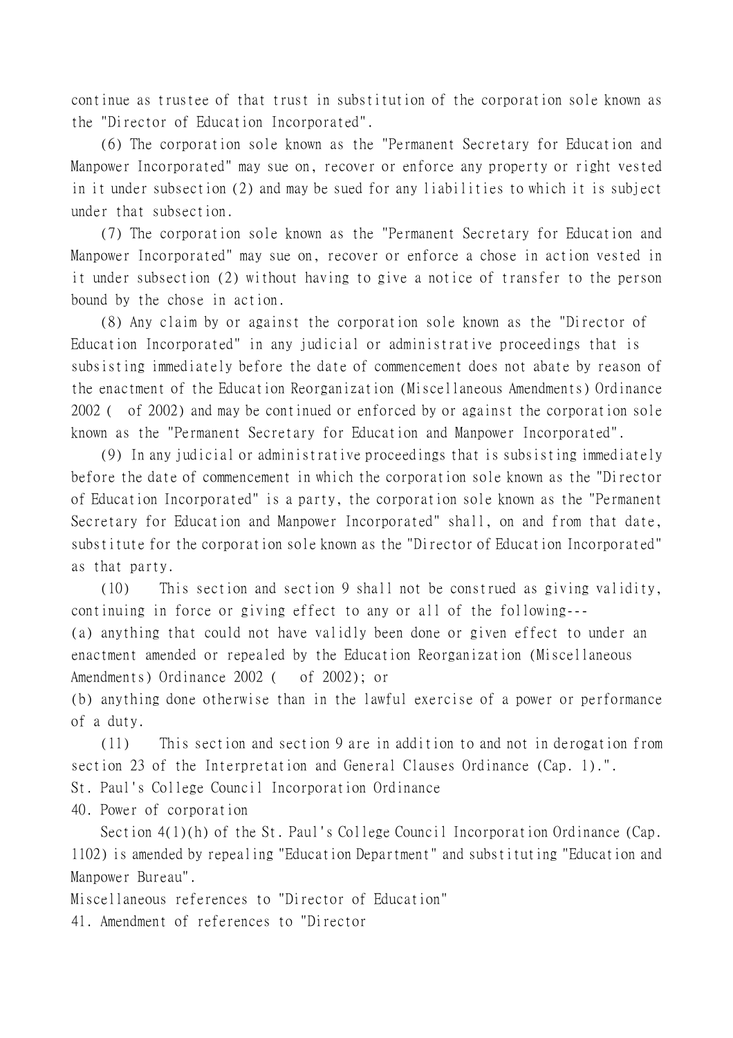continue as trustee of that trust in substitution of the corporation sole known as the "Director of Education Incorporated".

(6) The corporation sole known as the "Permanent Secretary for Education and Manpower Incorporated" may sue on, recover or enforce any property or right vested in it under subsection (2) and may be sued for any liabilities to which it is subject under that subsection.

(7) The corporation sole known as the "Permanent Secretary for Education and Manpower Incorporated" may sue on, recover or enforce a chose in action vested in it under subsection (2) without having to give a notice of transfer to the person bound by the chose in action.

(8) Any claim by or against the corporation sole known as the "Director of Education Incorporated" in any judicial or administrative proceedings that is subsisting immediately before the date of commencement does not abate by reason of the enactment of the Education Reorganization (Miscellaneous Amendments) Ordinance 2002 (  of 2002) and may be continued or enforced by or against the corporation sole known as the "Permanent Secretary for Education and Manpower Incorporated".

(9) In any judicial or administrative proceedings that is subsisting immediately before the date of commencement in which the corporation sole known as the "Director of Education Incorporated" is a party, the corporation sole known as the "Permanent Secretary for Education and Manpower Incorporated" shall, on and from that date, substitute for the corporation sole known as the "Director of Education Incorporated" as that party.

(10) This section and section 9 shall not be construed as giving validity, continuing in force or giving effect to any or all of the following---

(a) anything that could not have validly been done or given effect to under an enactment amended or repealed by the Education Reorganization (Miscellaneous Amendments) Ordinance 2002 (  of 2002); or

(b) anything done otherwise than in the lawful exercise of a power or performance of a duty.

(11) This section and section 9 are in addition to and not in derogation from section 23 of the Interpretation and General Clauses Ordinance (Cap. 1).".

St. Paul's College Council Incorporation Ordinance

40. Power of corporation

Section 4(1)(h) of the St. Paul's College Council Incorporation Ordinance (Cap. 1102) is amended by repealing "Education Department" and substituting "Education and Manpower Bureau".

Miscellaneous references to "Director of Education"

41. Amendment of references to "Director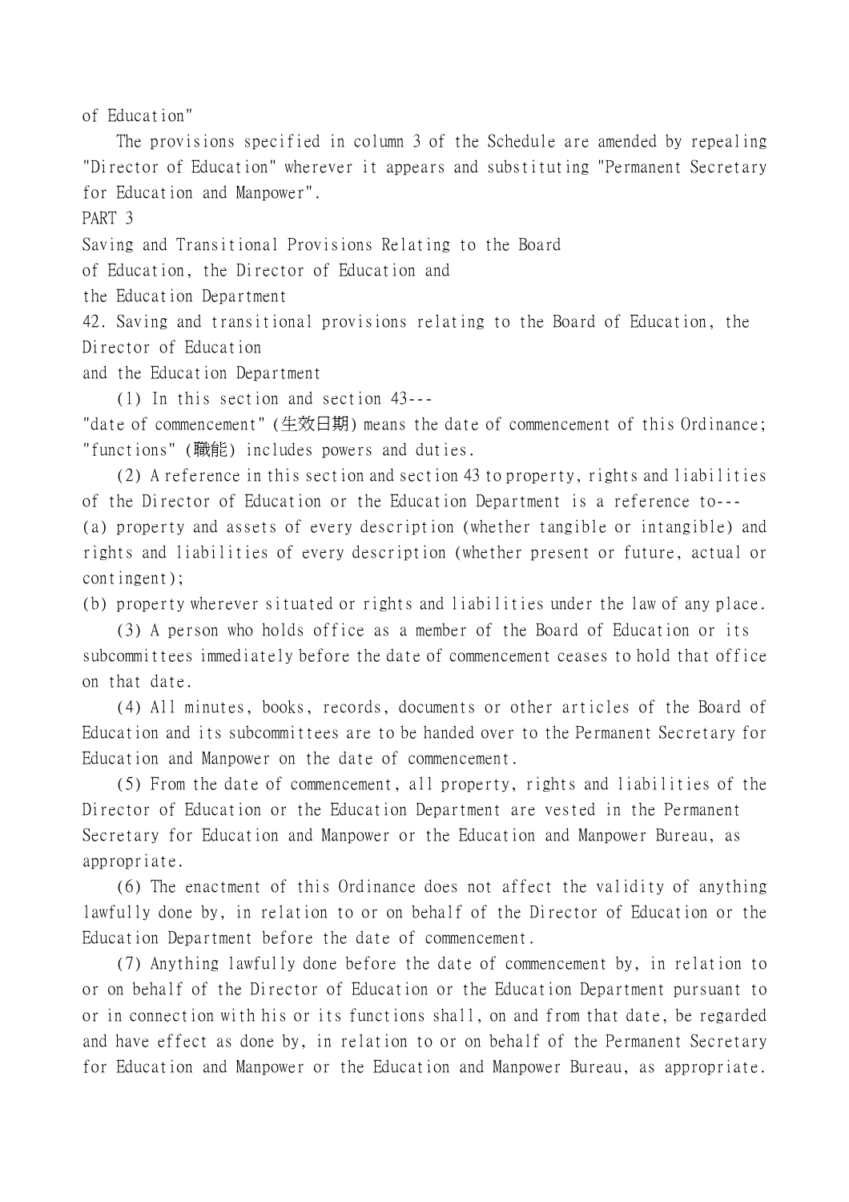of Education"

The provisions specified in column 3 of the Schedule are amended by repealing "Director of Education" wherever it appears and substituting "Permanent Secretary for Education and Manpower".

## PART 3

## Saving and Transitional Provisions Relating to the Board of Education, the Director of Education and the Education Department

### 42. Saving and transitional provisions relating to the Board of Education, the Director of Education and the Education Department

(1) In this section and section 43---

"date of commencement" (生效日期) means the date of commencement of this Ordinance;

"functions" (職能) includes powers and duties.

(2) A reference in this section and section 43 to property, rights and liabilities of the Director of Education or the Education Department is a reference to---

(a) property and assets of every description (whether tangible or intangible) and rights and liabilities of every description (whether present or future, actual or contingent);

(b) property wherever situated or rights and liabilities under the law of any place.

(3) A person who holds office as a member of the Board of Education or its subcommittees immediately before the date of commencement ceases to hold that office on that date.

(4) All minutes, books, records, documents or other articles of the Board of Education and its subcommittees are to be handed over to the Permanent Secretary for Education and Manpower on the date of commencement.

(5) From the date of commencement, all property, rights and liabilities of the Director of Education or the Education Department are vested in the Permanent Secretary for Education and Manpower or the Education and Manpower Bureau, as appropriate.

(6) The enactment of this Ordinance does not affect the validity of anything lawfully done by, in relation to or on behalf of the Director of Education or the Education Department before the date of commencement.

(7) Anything lawfully done before the date of commencement by, in relation to or on behalf of the Director of Education or the Education Department pursuant to or in connection with his or its functions shall, on and from that date, be regarded and have effect as done by, in relation to or on behalf of the Permanent Secretary for Education and Manpower or the Education and Manpower Bureau, as appropriate.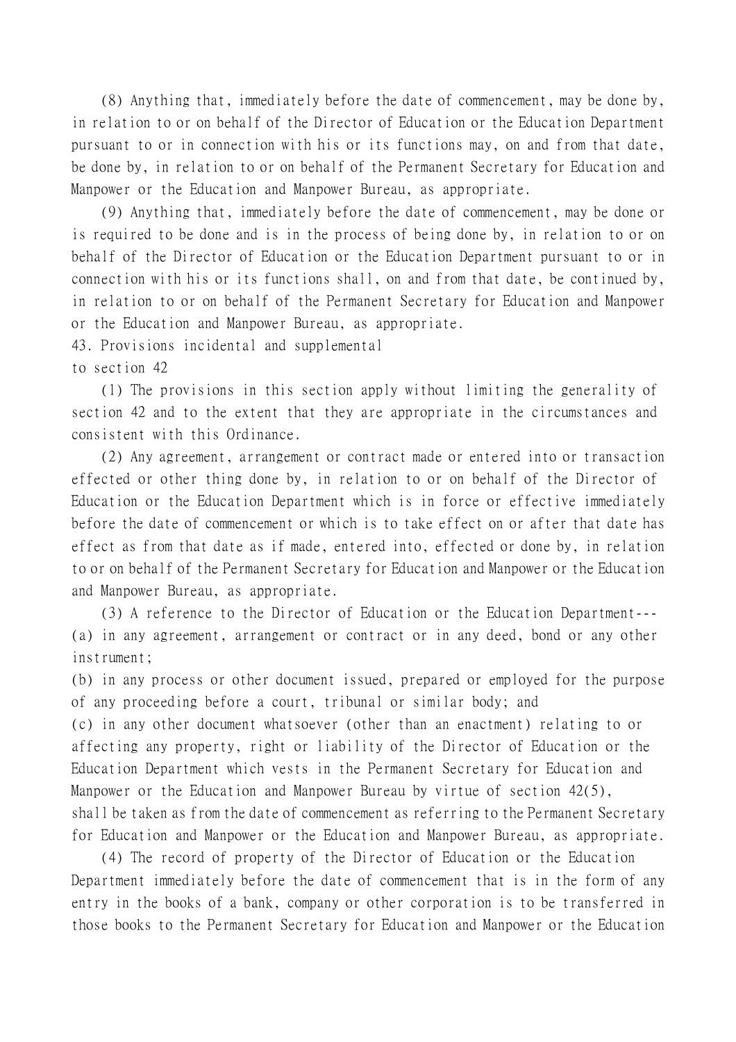(8) Anything that, immediately before the date of commencement, may be done by, in relation to or on behalf of the Director of Education or the Education Department pursuant to or in connection with his or its functions may, on and from that date, be done by, in relation to or on behalf of the Permanent Secretary for Education and Manpower or the Education and Manpower Bureau, as appropriate.

(9) Anything that, immediately before the date of commencement, may be done or is required to be done and is in the process of being done by, in relation to or on behalf of the Director of Education or the Education Department pursuant to or in connection with his or its functions shall, on and from that date, be continued by, in relation to or on behalf of the Permanent Secretary for Education and Manpower or the Education and Manpower Bureau, as appropriate.

43. Provisions incidental and supplemental to section 42

(1) The provisions in this section apply without limiting the generality of section 42 and to the extent that they are appropriate in the circumstances and consistent with this Ordinance.

(2) Any agreement, arrangement or contract made or entered into or transaction effected or other thing done by, in relation to or on behalf of the Director of Education or the Education Department which is in force or effective immediately before the date of commencement or which is to take effect on or after that date has effect as from that date as if made, entered into, effected or done by, in relation to or on behalf of the Permanent Secretary for Education and Manpower or the Education and Manpower Bureau, as appropriate.

(3) A reference to the Director of Education or the Education Department---

(a) in any agreement, arrangement or contract or in any deed, bond or any other instrument;

(b) in any process or other document issued, prepared or employed for the purpose of any proceeding before a court, tribunal or similar body; and

(c) in any other document whatsoever (other than an enactment) relating to or affecting any property, right or liability of the Director of Education or the Education Department which vests in the Permanent Secretary for Education and Manpower or the Education and Manpower Bureau by virtue of section 42(5),

shall be taken as from the date of commencement as referring to the Permanent Secretary for Education and Manpower or the Education and Manpower Bureau, as appropriate.

(4) The record of property of the Director of Education or the Education Department immediately before the date of commencement that is in the form of any entry in the books of a bank, company or other corporation is to be transferred in those books to the Permanent Secretary for Education and Manpower or the Education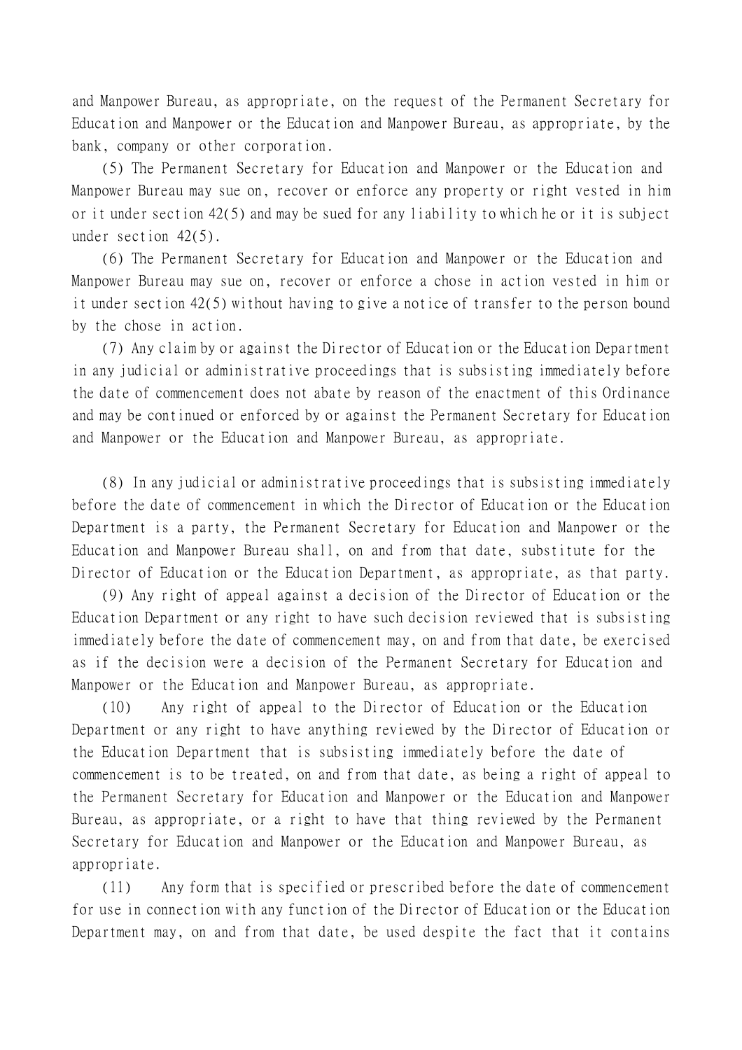and Manpower Bureau, as appropriate, on the request of the Permanent Secretary for Education and Manpower or the Education and Manpower Bureau, as appropriate, by the bank, company or other corporation.

(5) The Permanent Secretary for Education and Manpower or the Education and Manpower Bureau may sue on, recover or enforce any property or right vested in him or it under section 42(5) and may be sued for any liability to which he or it is subject under section 42(5).

(6) The Permanent Secretary for Education and Manpower or the Education and Manpower Bureau may sue on, recover or enforce a chose in action vested in him or it under section 42(5) without having to give a notice of transfer to the person bound by the chose in action.

(7) Any claim by or against the Director of Education or the Education Department in any judicial or administrative proceedings that is subsisting immediately before the date of commencement does not abate by reason of the enactment of this Ordinance and may be continued or enforced by or against the Permanent Secretary for Education and Manpower or the Education and Manpower Bureau, as appropriate.

(8) In any judicial or administrative proceedings that is subsisting immediately before the date of commencement in which the Director of Education or the Education Department is a party, the Permanent Secretary for Education and Manpower or the Education and Manpower Bureau shall, on and from that date, substitute for the Director of Education or the Education Department, as appropriate, as that party.

(9) Any right of appeal against a decision of the Director of Education or the Education Department or any right to have such decision reviewed that is subsisting immediately before the date of commencement may, on and from that date, be exercised as if the decision were a decision of the Permanent Secretary for Education and Manpower or the Education and Manpower Bureau, as appropriate.

(10) Any right of appeal to the Director of Education or the Education Department or any right to have anything reviewed by the Director of Education or the Education Department that is subsisting immediately before the date of commencement is to be treated, on and from that date, as being a right of appeal to the Permanent Secretary for Education and Manpower or the Education and Manpower Bureau, as appropriate, or a right to have that thing reviewed by the Permanent Secretary for Education and Manpower or the Education and Manpower Bureau, as appropriate.

(11) Any form that is specified or prescribed before the date of commencement for use in connection with any function of the Director of Education or the Education Department may, on and from that date, be used despite the fact that it contains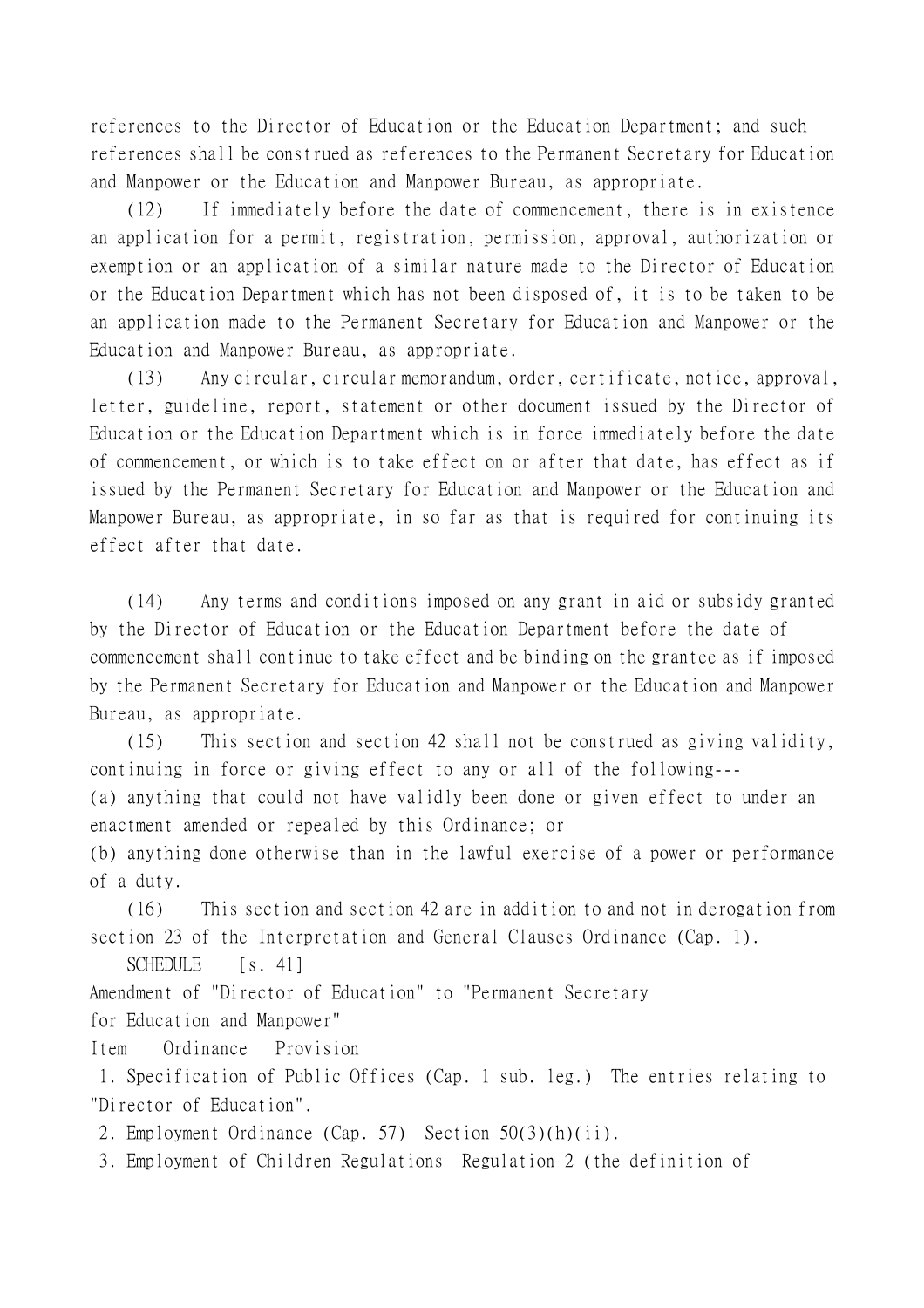references to the Director of Education or the Education Department; and such references shall be construed as references to the Permanent Secretary for Education and Manpower or the Education and Manpower Bureau, as appropriate.

(12) If immediately before the date of commencement, there is in existence an application for a permit, registration, permission, approval, authorization or exemption or an application of a similar nature made to the Director of Education or the Education Department which has not been disposed of, it is to be taken to be an application made to the Permanent Secretary for Education and Manpower or the Education and Manpower Bureau, as appropriate.

(13) Any circular, circular memorandum, order, certificate, notice, approval, letter, guideline, report, statement or other document issued by the Director of Education or the Education Department which is in force immediately before the date of commencement, or which is to take effect on or after that date, has effect as if issued by the Permanent Secretary for Education and Manpower or the Education and Manpower Bureau, as appropriate, in so far as that is required for continuing its effect after that date.

(14) Any terms and conditions imposed on any grant in aid or subsidy granted by the Director of Education or the Education Department before the date of commencement shall continue to take effect and be binding on the grantee as if imposed by the Permanent Secretary for Education and Manpower or the Education and Manpower Bureau, as appropriate.

(15) This section and section 42 shall not be construed as giving validity, continuing in force or giving effect to any or all of the following---

(a) anything that could not have validly been done or given effect to under an enactment amended or repealed by this Ordinance; or

(b) anything done otherwise than in the lawful exercise of a power or performance of a duty.

(16) This section and section 42 are in addition to and not in derogation from section 23 of the Interpretation and General Clauses Ordinance (Cap. 1).

SCHEDULE [s. 41]

Amendment of "Director of Education" to "Permanent Secretary for Education and Manpower"

| Item | Ordinance | Provision |
| --- | --- | --- |
| 1. | Specification of Public Offices (Cap. 1 sub. leg.) | The entries relating to "Director of Education". |
| 2. | Employment Ordinance (Cap. 57) | Section 50(3)(h)(ii). |
| 3. | Employment of Children Regulations | Regulation 2 (the definition of |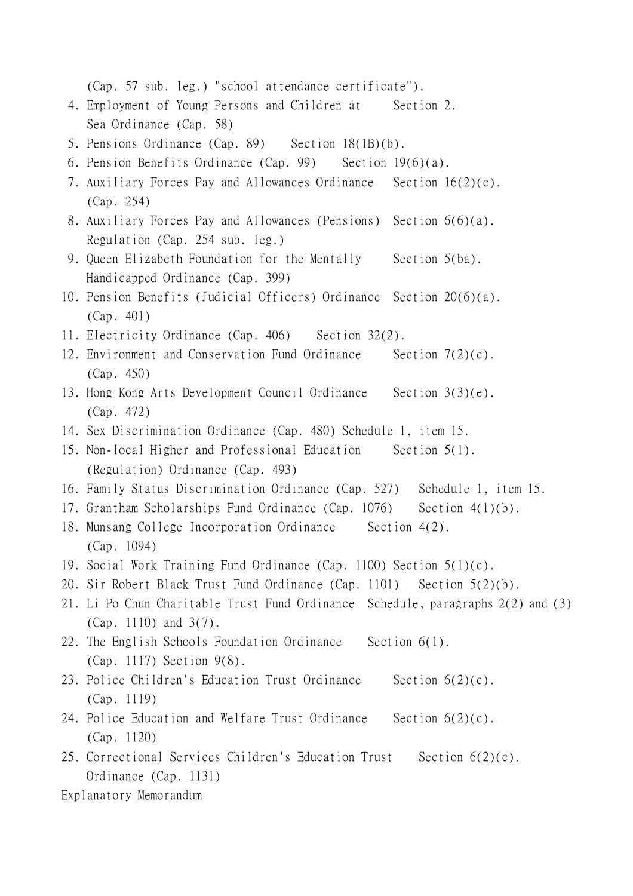(Cap. 57 sub. leg.) "school attendance certificate").

| | | |
|---|---|---|
| 4. | Employment of Young Persons and Children at Sea Ordinance (Cap. 58) | Section 2. |
| 5. | Pensions Ordinance (Cap. 89) | Section 18(1B)(b). |
| 6. | Pension Benefits Ordinance (Cap. 99) | Section 19(6)(a). |
| 7. | Auxiliary Forces Pay and Allowances Ordinance (Cap. 254) | Section 16(2)(c). |
| 8. | Auxiliary Forces Pay and Allowances (Pensions) Regulation (Cap. 254 sub. leg.) | Section 6(6)(a). |
| 9. | Queen Elizabeth Foundation for the Mentally Handicapped Ordinance (Cap. 399) | Section 5(ba). |
| 10. | Pension Benefits (Judicial Officers) Ordinance (Cap. 401) | Section 20(6)(a). |
| 11. | Electricity Ordinance (Cap. 406) | Section 32(2). |
| 12. | Environment and Conservation Fund Ordinance (Cap. 450) | Section 7(2)(c). |
| 13. | Hong Kong Arts Development Council Ordinance (Cap. 472) | Section 3(3)(e). |
| 14. | Sex Discrimination Ordinance (Cap. 480) | Schedule 1, item 15. |
| 15. | Non-local Higher and Professional Education (Regulation) Ordinance (Cap. 493) | Section 5(1). |
| 16. | Family Status Discrimination Ordinance (Cap. 527) | Schedule 1, item 15. |
| 17. | Grantham Scholarships Fund Ordinance (Cap. 1076) | Section 4(1)(b). |
| 18. | Munsang College Incorporation Ordinance (Cap. 1094) | Section 4(2). |
| 19. | Social Work Training Fund Ordinance (Cap. 1100) | Section 5(1)(c). |
| 20. | Sir Robert Black Trust Fund Ordinance (Cap. 1101) | Section 5(2)(b). |
| 21. | Li Po Chun Charitable Trust Fund Ordinance (Cap. 1110) | Schedule, paragraphs 2(2) and (3) and 3(7). |
| 22. | The English Schools Foundation Ordinance (Cap. 1117) | Section 6(1). Section 9(8). |
| 23. | Police Children's Education Trust Ordinance (Cap. 1119) | Section 6(2)(c). |
| 24. | Police Education and Welfare Trust Ordinance (Cap. 1120) | Section 6(2)(c). |
| 25. | Correctional Services Children's Education Trust Ordinance (Cap. 1131) | Section 6(2)(c). |

Explanatory Memorandum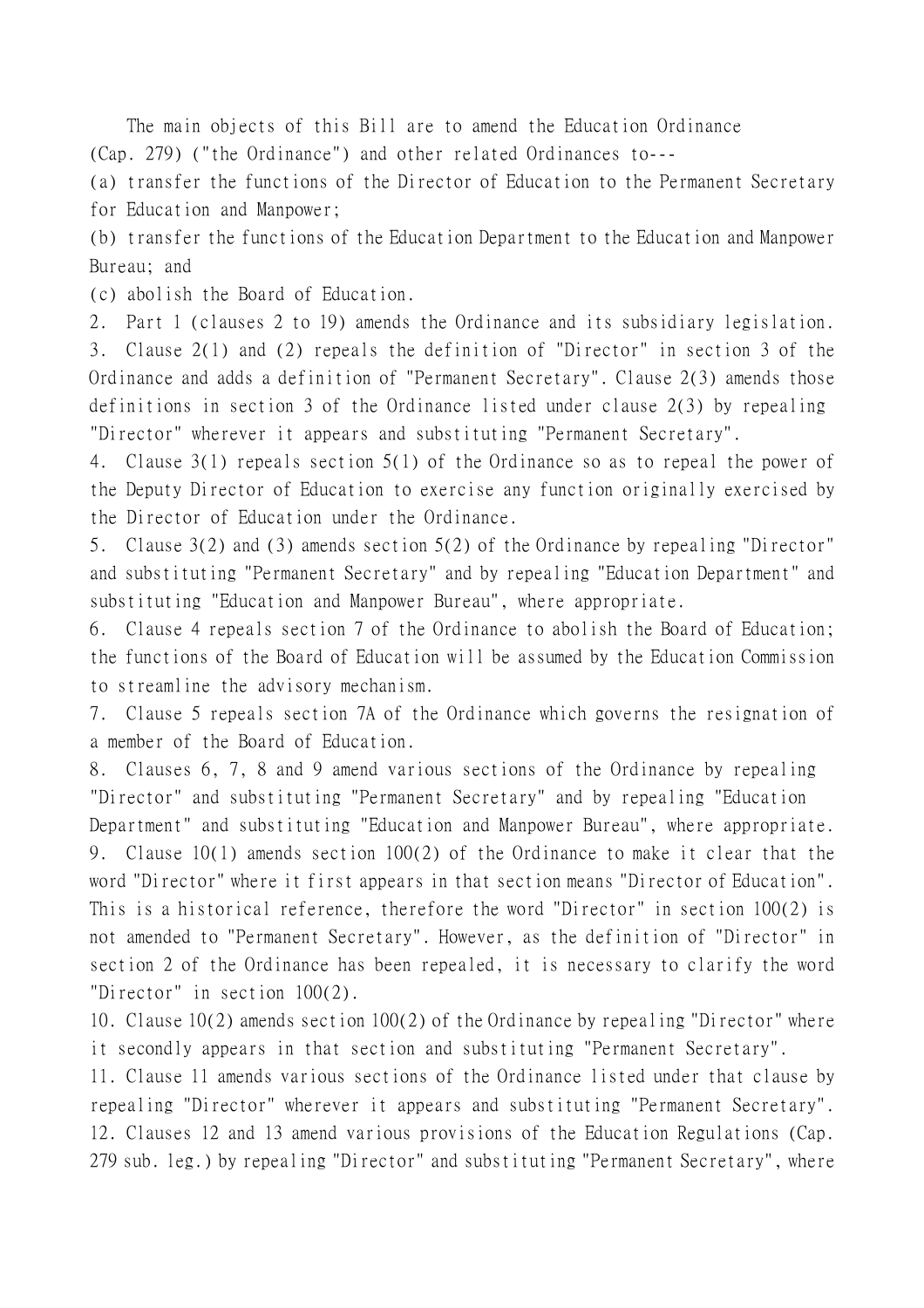The main objects of this Bill are to amend the Education Ordinance (Cap. 279) ("the Ordinance") and other related Ordinances to---

(a) transfer the functions of the Director of Education to the Permanent Secretary for Education and Manpower;

(b) transfer the functions of the Education Department to the Education and Manpower Bureau; and

(c) abolish the Board of Education.

2. Part 1 (clauses 2 to 19) amends the Ordinance and its subsidiary legislation.

3. Clause 2(1) and (2) repeals the definition of "Director" in section 3 of the Ordinance and adds a definition of "Permanent Secretary". Clause 2(3) amends those definitions in section 3 of the Ordinance listed under clause 2(3) by repealing "Director" wherever it appears and substituting "Permanent Secretary".

4. Clause 3(1) repeals section 5(1) of the Ordinance so as to repeal the power of the Deputy Director of Education to exercise any function originally exercised by the Director of Education under the Ordinance.

5. Clause 3(2) and (3) amends section 5(2) of the Ordinance by repealing "Director" and substituting "Permanent Secretary" and by repealing "Education Department" and substituting "Education and Manpower Bureau", where appropriate.

6. Clause 4 repeals section 7 of the Ordinance to abolish the Board of Education; the functions of the Board of Education will be assumed by the Education Commission to streamline the advisory mechanism.

7. Clause 5 repeals section 7A of the Ordinance which governs the resignation of a member of the Board of Education.

8. Clauses 6, 7, 8 and 9 amend various sections of the Ordinance by repealing "Director" and substituting "Permanent Secretary" and by repealing "Education Department" and substituting "Education and Manpower Bureau", where appropriate.

9. Clause 10(1) amends section 100(2) of the Ordinance to make it clear that the word "Director" where it first appears in that section means "Director of Education". This is a historical reference, therefore the word "Director" in section 100(2) is not amended to "Permanent Secretary". However, as the definition of "Director" in section 2 of the Ordinance has been repealed, it is necessary to clarify the word "Director" in section 100(2).

10. Clause 10(2) amends section 100(2) of the Ordinance by repealing "Director" where it secondly appears in that section and substituting "Permanent Secretary".

11. Clause 11 amends various sections of the Ordinance listed under that clause by repealing "Director" wherever it appears and substituting "Permanent Secretary".

12. Clauses 12 and 13 amend various provisions of the Education Regulations (Cap. 279 sub. leg.) by repealing "Director" and substituting "Permanent Secretary", where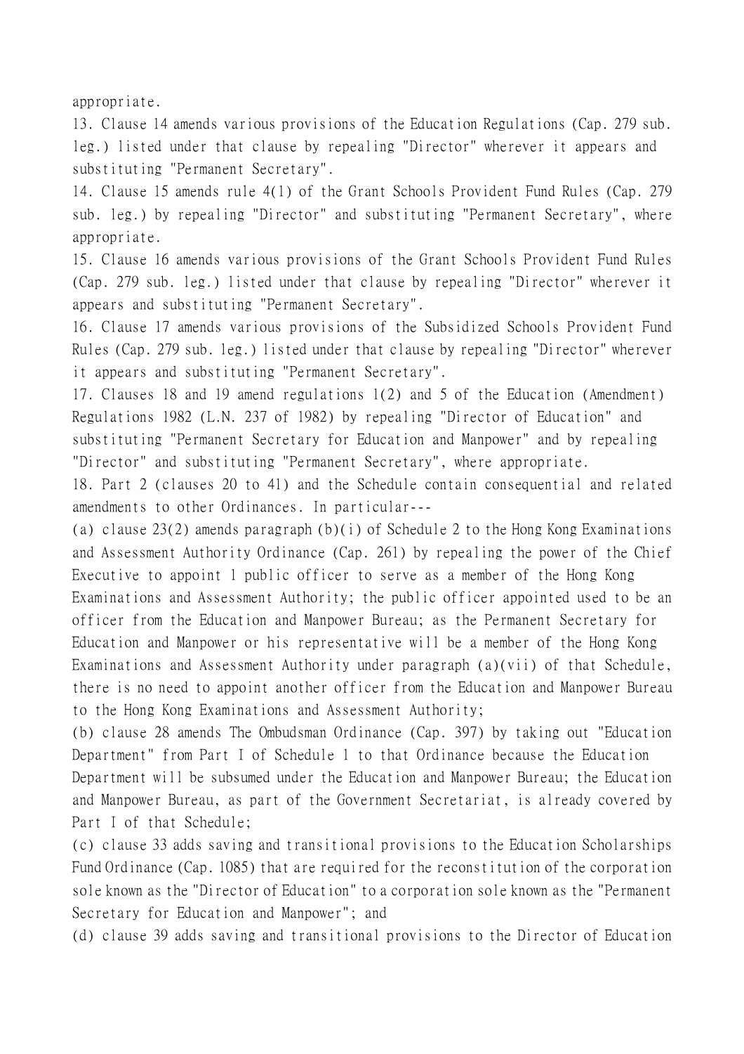appropriate.

13. Clause 14 amends various provisions of the Education Regulations (Cap. 279 sub. leg.) listed under that clause by repealing "Director" wherever it appears and substituting "Permanent Secretary".

14. Clause 15 amends rule 4(1) of the Grant Schools Provident Fund Rules (Cap. 279 sub. leg.) by repealing "Director" and substituting "Permanent Secretary", where appropriate.

15. Clause 16 amends various provisions of the Grant Schools Provident Fund Rules (Cap. 279 sub. leg.) listed under that clause by repealing "Director" wherever it appears and substituting "Permanent Secretary".

16. Clause 17 amends various provisions of the Subsidized Schools Provident Fund Rules (Cap. 279 sub. leg.) listed under that clause by repealing "Director" wherever it appears and substituting "Permanent Secretary".

17. Clauses 18 and 19 amend regulations 1(2) and 5 of the Education (Amendment) Regulations 1982 (L.N. 237 of 1982) by repealing "Director of Education" and substituting "Permanent Secretary for Education and Manpower" and by repealing "Director" and substituting "Permanent Secretary", where appropriate.

18. Part 2 (clauses 20 to 41) and the Schedule contain consequential and related amendments to other Ordinances. In particular---

(a) clause 23(2) amends paragraph (b)(i) of Schedule 2 to the Hong Kong Examinations and Assessment Authority Ordinance (Cap. 261) by repealing the power of the Chief Executive to appoint 1 public officer to serve as a member of the Hong Kong Examinations and Assessment Authority; the public officer appointed used to be an officer from the Education and Manpower Bureau; as the Permanent Secretary for Education and Manpower or his representative will be a member of the Hong Kong Examinations and Assessment Authority under paragraph (a)(vii) of that Schedule, there is no need to appoint another officer from the Education and Manpower Bureau to the Hong Kong Examinations and Assessment Authority;

(b) clause 28 amends The Ombudsman Ordinance (Cap. 397) by taking out "Education Department" from Part I of Schedule 1 to that Ordinance because the Education Department will be subsumed under the Education and Manpower Bureau; the Education and Manpower Bureau, as part of the Government Secretariat, is already covered by Part I of that Schedule;

(c) clause 33 adds saving and transitional provisions to the Education Scholarships Fund Ordinance (Cap. 1085) that are required for the reconstitution of the corporation sole known as the "Director of Education" to a corporation sole known as the "Permanent Secretary for Education and Manpower"; and

(d) clause 39 adds saving and transitional provisions to the Director of Education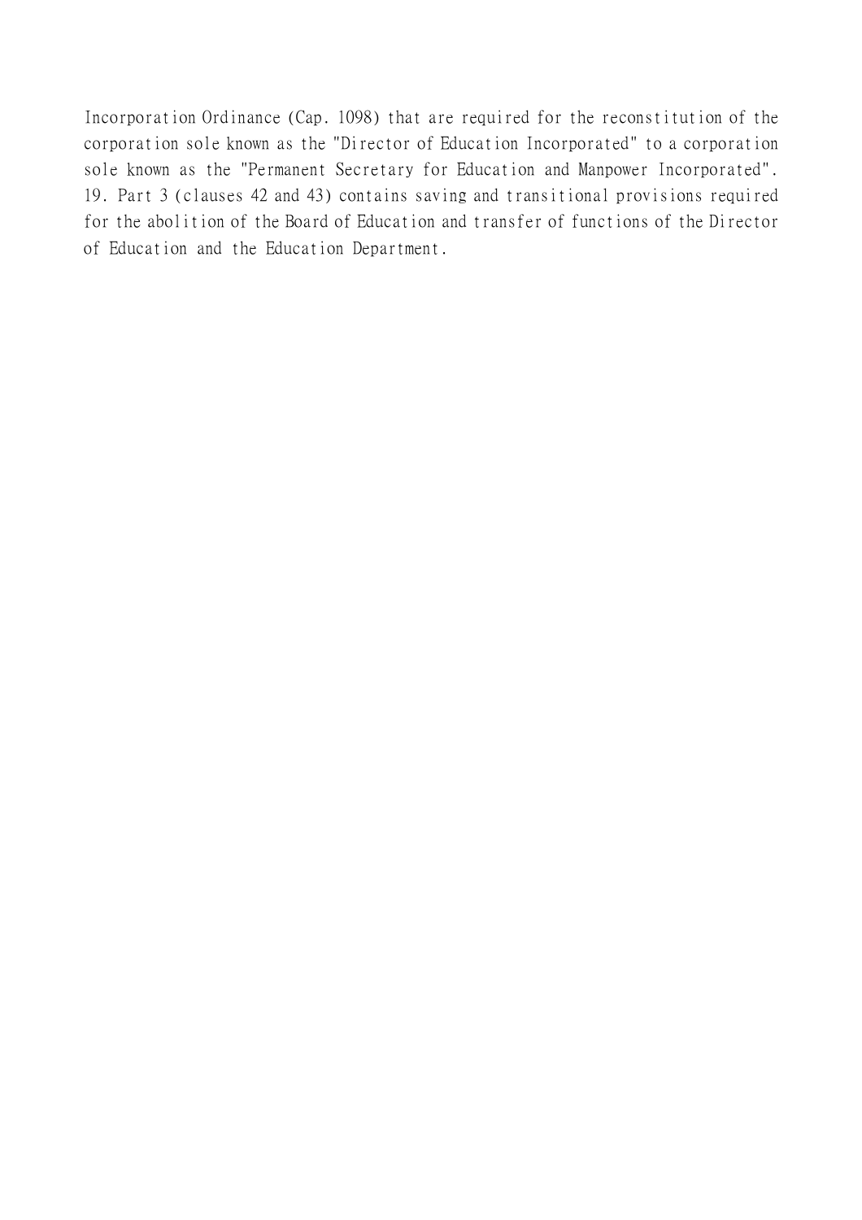Incorporation Ordinance (Cap. 1098) that are required for the reconstitution of the corporation sole known as the "Director of Education Incorporated" to a corporation sole known as the "Permanent Secretary for Education and Manpower Incorporated".

19. Part 3 (clauses 42 and 43) contains saving and transitional provisions required for the abolition of the Board of Education and transfer of functions of the Director of Education and the Education Department.